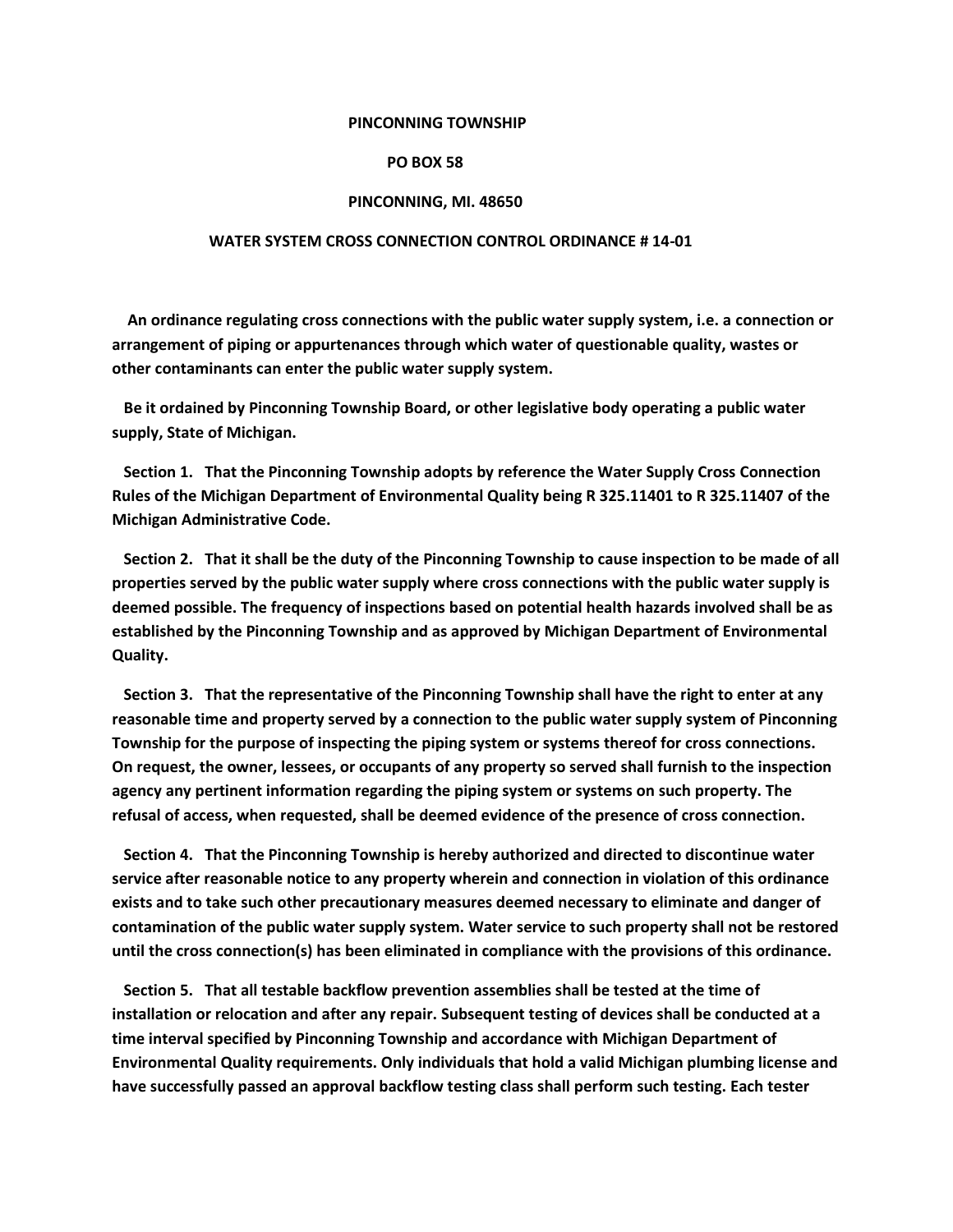**PINCONNING TOWNSHIP**

**PO BOX 58**

**PINCONNING, MI. 48650**

**WATER SYSTEM CROSS CONNECTION CONTROL ORDINANCE # 14-01**

**An ordinance regulating cross connections with the public water supply system, i.e. a connection or arrangement of piping or appurtenances through which water of questionable quality, wastes or other contaminants can enter the public water supply system.**

**Be it ordained by Pinconning Township Board, or other legislative body operating a public water supply, State of Michigan.**

**Section 1. That the Pinconning Township adopts by reference the Water Supply Cross Connection Rules of the Michigan Department of Environmental Quality being R 325.11401 to R 325.11407 of the Michigan Administrative Code.**

**Section 2. That it shall be the duty of the Pinconning Township to cause inspection to be made of all properties served by the public water supply where cross connections with the public water supply is deemed possible. The frequency of inspections based on potential health hazards involved shall be as established by the Pinconning Township and as approved by Michigan Department of Environmental Quality.**

**Section 3. That the representative of the Pinconning Township shall have the right to enter at any reasonable time and property served by a connection to the public water supply system of Pinconning Township for the purpose of inspecting the piping system or systems thereof for cross connections. On request, the owner, lessees, or occupants of any property so served shall furnish to the inspection agency any pertinent information regarding the piping system or systems on such property. The refusal of access, when requested, shall be deemed evidence of the presence of cross connection.**

**Section 4. That the Pinconning Township is hereby authorized and directed to discontinue water service after reasonable notice to any property wherein and connection in violation of this ordinance exists and to take such other precautionary measures deemed necessary to eliminate and danger of contamination of the public water supply system. Water service to such property shall not be restored until the cross connection(s) has been eliminated in compliance with the provisions of this ordinance.**

**Section 5. That all testable backflow prevention assemblies shall be tested at the time of installation or relocation and after any repair. Subsequent testing of devices shall be conducted at a time interval specified by Pinconning Township and accordance with Michigan Department of Environmental Quality requirements. Only individuals that hold a valid Michigan plumbing license and have successfully passed an approval backflow testing class shall perform such testing. Each tester**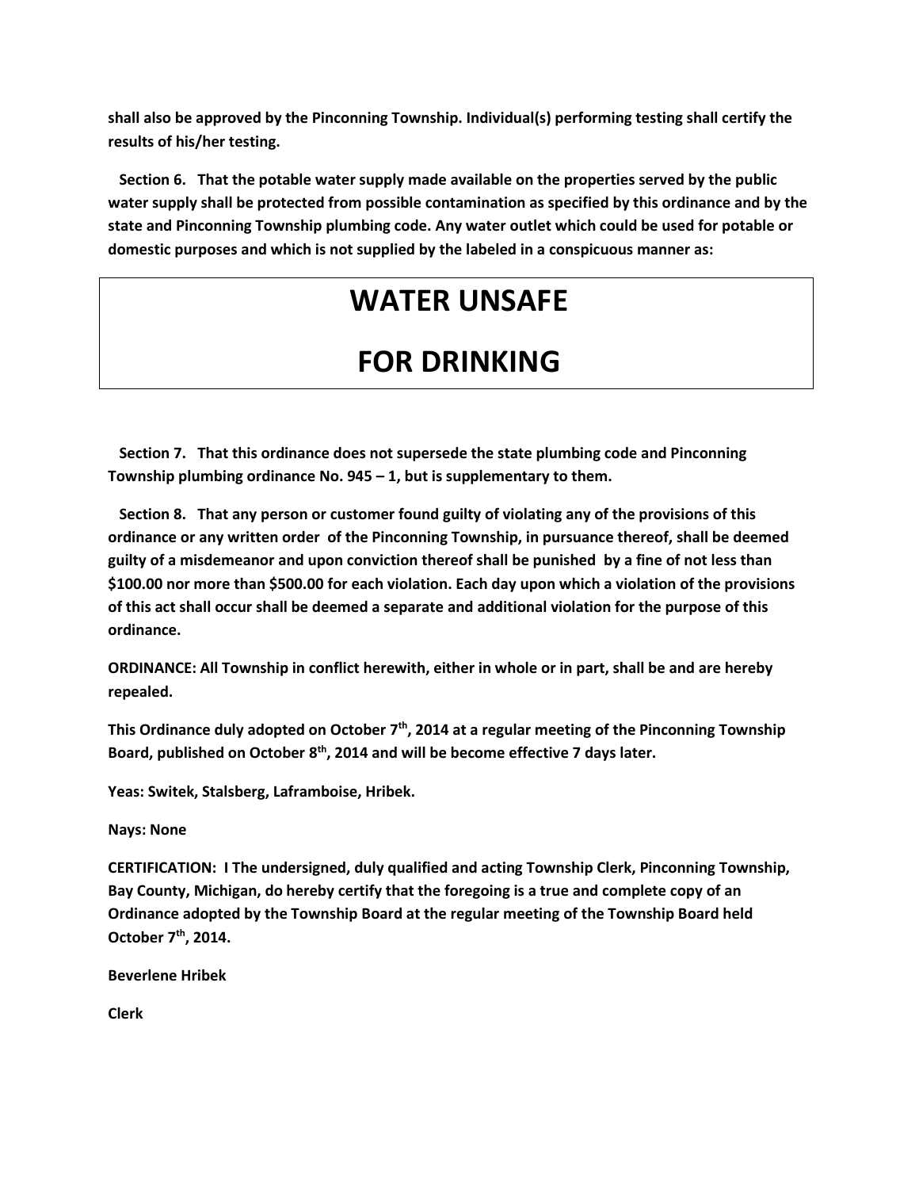**shall also be approved by the Pinconning Township. Individual(s) performing testing shall certify the results of his/her testing.**

**Section 6. That the potable water supply made available on the properties served by the public water supply shall be protected from possible contamination as specified by this ordinance and by the state and Pinconning Township plumbing code. Any water outlet which could be used for potable or domestic purposes and which is not supplied by the labeled in a conspicuous manner as:**

**WATER UNSAFE**

**FOR DRINKING**

**Section 7. That this ordinance does not supersede the state plumbing code and Pinconning Township plumbing ordinance No. 945 – 1, but is supplementary to them.**

**Section 8. That any person or customer found guilty of violating any of the provisions of this ordinance or any written order of the Pinconning Township, in pursuance thereof, shall be deemed guilty of a misdemeanor and upon conviction thereof shall be punished by a fine of not less than $100.00 nor more than $500.00 for each violation. Each day upon which a violation of the provisions of this act shall occur shall be deemed a separate and additional violation for the purpose of this ordinance.**

**ORDINANCE: All Township in conflict herewith, either in whole or in part, shall be and are hereby repealed.**

**This Ordinance duly adopted on October 7th, 2014 at a regular meeting of the Pinconning Township Board, published on October 8th, 2014 and will be become effective 7 days later.**

**Yeas: Switek, Stalsberg, Laframboise, Hribek.**

**Nays: None**

**CERTIFICATION: I The undersigned, duly qualified and acting Township Clerk, Pinconning Township, Bay County, Michigan, do hereby certify that the foregoing is a true and complete copy of an Ordinance adopted by the Township Board at the regular meeting of the Township Board held October 7th, 2014.**

**Beverlene Hribek**

**Clerk**